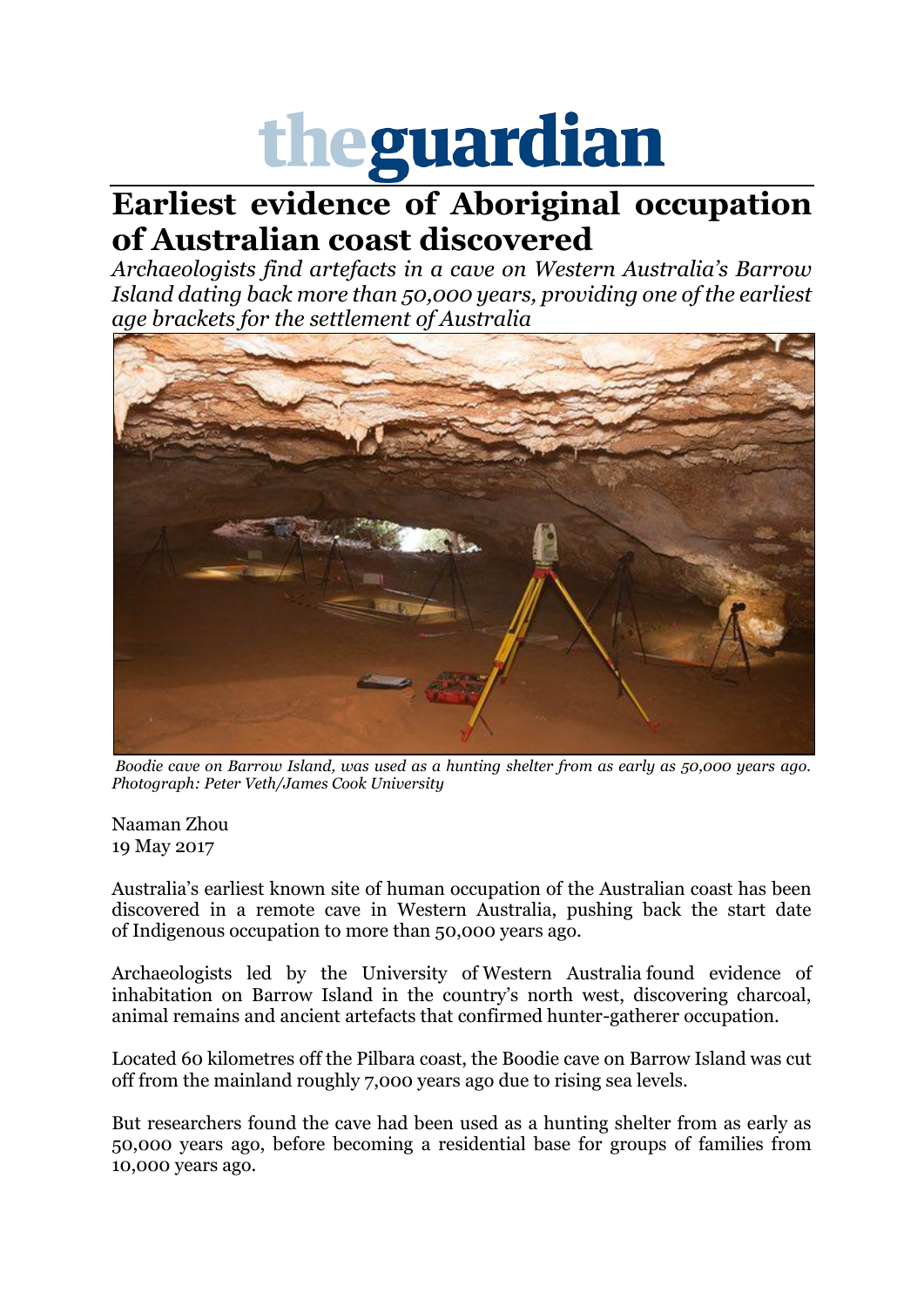# theguardian

## Earliest evidence of Aboriginal occupation of Australian coast discovered

*Archaeologists find artefacts in a cave on Western Australia's Barrow Island dating back more than 50,000 years, providing one of the earliest age brackets for the settlement of Australia*

*Boodie cave on Barrow Island, was used as a hunting shelter from as early as 50,000 years ago. Photograph: Peter Veth/James Cook University*

Naaman Zhou
19 May 2017

Australia's earliest known site of human occupation of the Australian coast has been discovered in a remote cave in Western Australia, pushing back the start date of Indigenous occupation to more than 50,000 years ago.

Archaeologists led by the University of Western Australia found evidence of inhabitation on Barrow Island in the country's north west, discovering charcoal, animal remains and ancient artefacts that confirmed hunter-gatherer occupation.

Located 60 kilometres off the Pilbara coast, the Boodie cave on Barrow Island was cut off from the mainland roughly 7,000 years ago due to rising sea levels.

But researchers found the cave had been used as a hunting shelter from as early as 50,000 years ago, before becoming a residential base for groups of families from 10,000 years ago.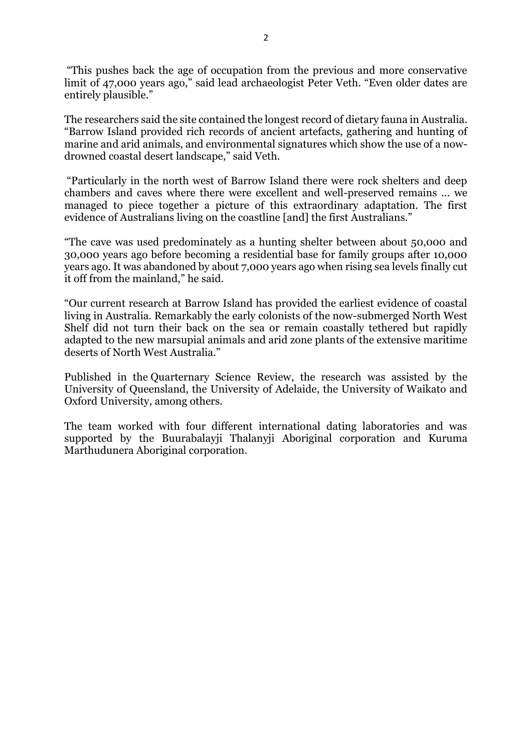"This pushes back the age of occupation from the previous and more conservative limit of 47,000 years ago," said lead archaeologist Peter Veth. "Even older dates are entirely plausible."

The researchers said the site contained the longest record of dietary fauna in Australia. "Barrow Island provided rich records of ancient artefacts, gathering and hunting of marine and arid animals, and environmental signatures which show the use of a now-drowned coastal desert landscape," said Veth.

"Particularly in the north west of Barrow Island there were rock shelters and deep chambers and caves where there were excellent and well-preserved remains ... we managed to piece together a picture of this extraordinary adaptation. The first evidence of Australians living on the coastline [and] the first Australians."

"The cave was used predominately as a hunting shelter between about 50,000 and 30,000 years ago before becoming a residential base for family groups after 10,000 years ago. It was abandoned by about 7,000 years ago when rising sea levels finally cut it off from the mainland," he said.

"Our current research at Barrow Island has provided the earliest evidence of coastal living in Australia. Remarkably the early colonists of the now-submerged North West Shelf did not turn their back on the sea or remain coastally tethered but rapidly adapted to the new marsupial animals and arid zone plants of the extensive maritime deserts of North West Australia."

Published in the Quarternary Science Review, the research was assisted by the University of Queensland, the University of Adelaide, the University of Waikato and Oxford University, among others.

The team worked with four different international dating laboratories and was supported by the Buurabalayji Thalanyji Aboriginal corporation and Kuruma Marthudunera Aboriginal corporation.